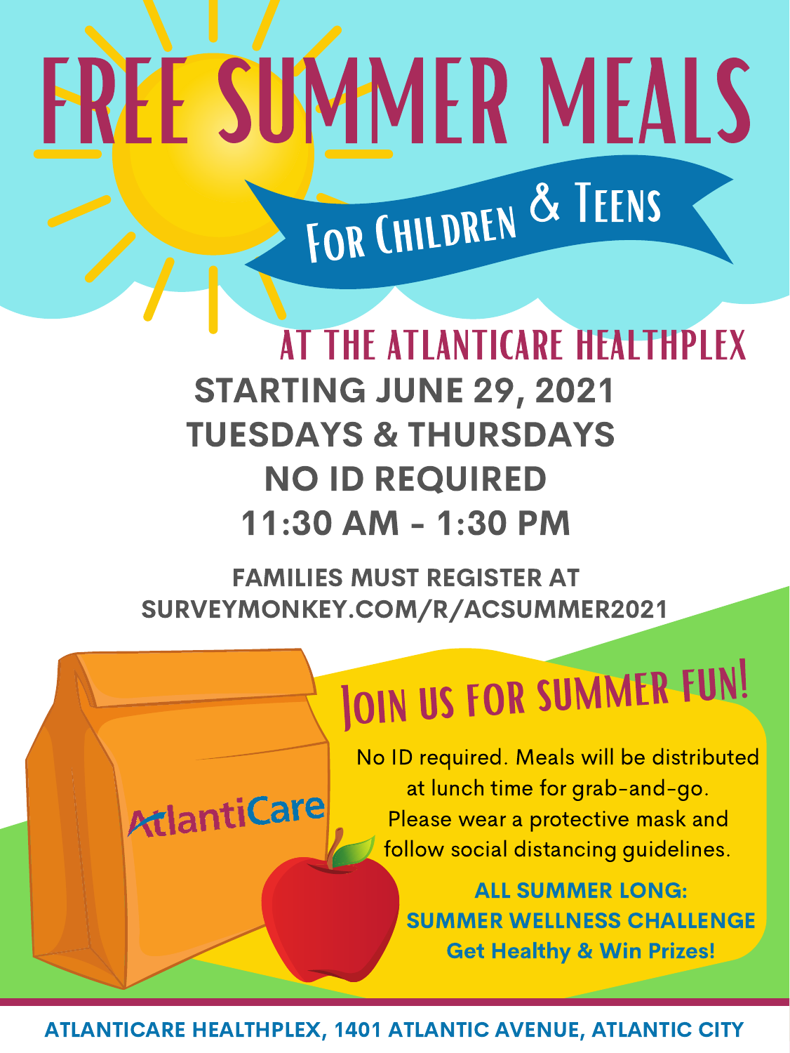# FREE SUMMER MEALS

## For Children & Teens

### AT THE ATLANTICARE HEALTHPLEX

**STARTING JUNE 29, 2021**
**TUESDAYS & THURSDAYS**
**NO ID REQUIRED**
**11:30 AM - 1:30 PM**

**FAMILIES MUST REGISTER AT SURVEYMONKEY.COM/R/ACSUMMER2021**

AtlantiCare

## Join us for summer fun!

No ID required. Meals will be distributed at lunch time for grab-and-go. Please wear a protective mask and follow social distancing guidelines.

**ALL SUMMER LONG:**
**SUMMER WELLNESS CHALLENGE**
**Get Healthy & Win Prizes!**

**ATLANTICARE HEALTHPLEX, 1401 ATLANTIC AVENUE, ATLANTIC CITY**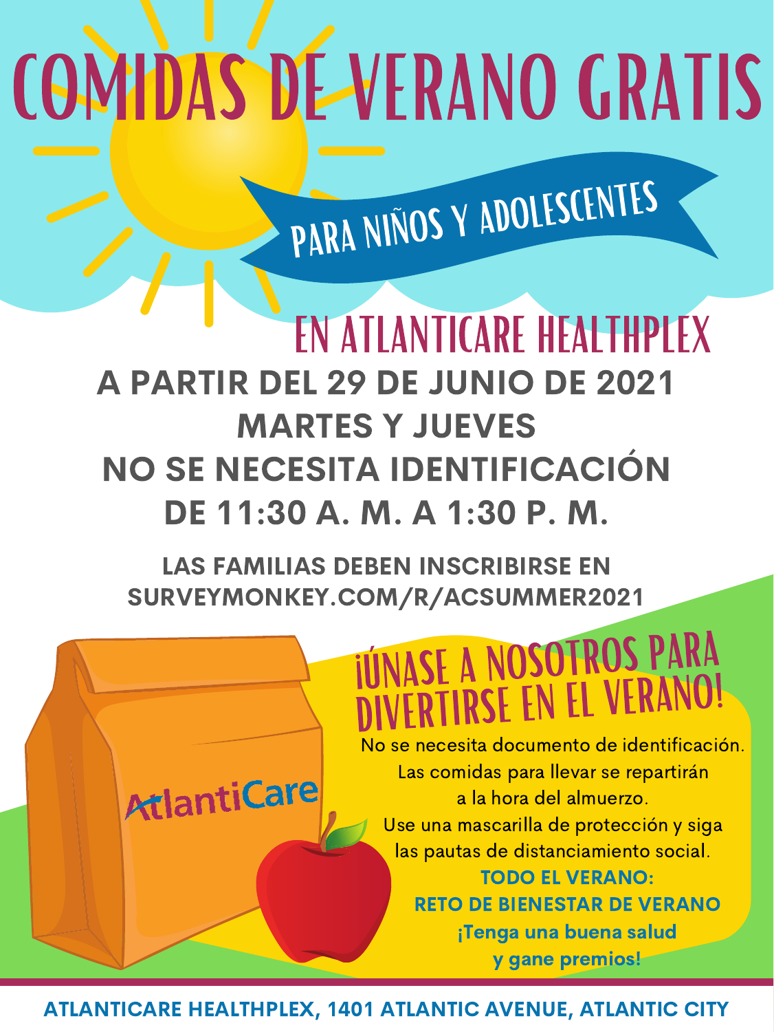# COMIDAS DE VERANO GRATIS

## PARA NIÑOS Y ADOLESCENTES

## EN ATLANTICARE HEALTHPLEX

**A PARTIR DEL 29 DE JUNIO DE 2021**
**MARTES Y JUEVES**
**NO SE NECESITA IDENTIFICACIÓN**
**DE 11:30 A. M. A 1:30 P. M.**

**LAS FAMILIAS DEBEN INSCRIBIRSE EN SURVEYMONKEY.COM/R/ACSUMMER2021**

AtlantiCare

## ¡ÚNASE A NOSOTROS PARA DIVERTIRSE EN EL VERANO!

No se necesita documento de identificación.
Las comidas para llevar se repartirán a la hora del almuerzo.
Use una mascarilla de protección y siga las pautas de distanciamiento social.

**TODO EL VERANO:**
**RETO DE BIENESTAR DE VERANO**
**¡Tenga una buena salud y gane premios!**

**ATLANTICARE HEALTHPLEX, 1401 ATLANTIC AVENUE, ATLANTIC CITY**